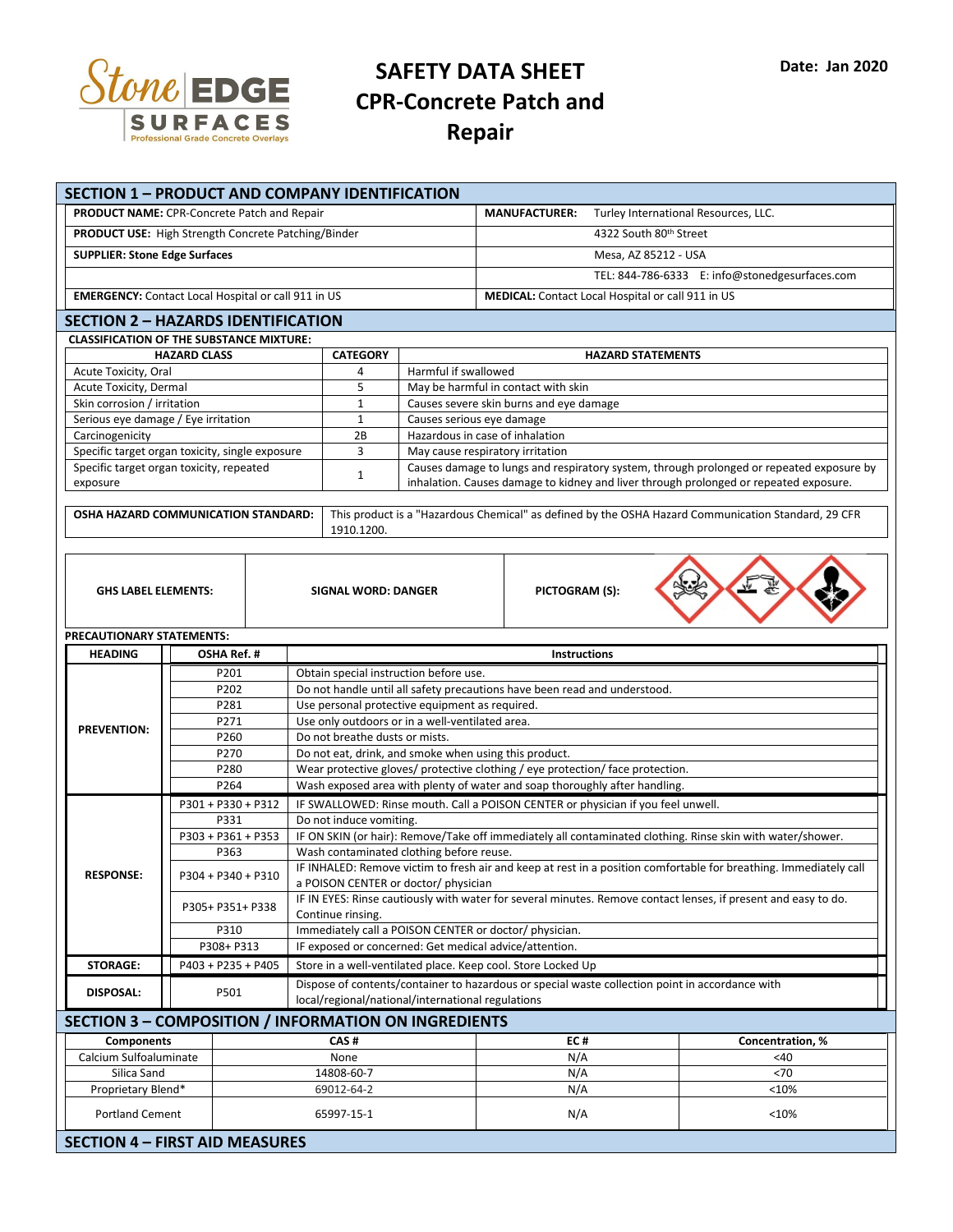Date: Jan 2020

# SAFETY DATA SHEET
# CPR-Concrete Patch and Repair

## SECTION 1 – PRODUCT AND COMPANY IDENTIFICATION

| | |
|---|---|
| **PRODUCT NAME:** CPR-Concrete Patch and Repair | **MANUFACTURER:** Turley International Resources, LLC. |
| **PRODUCT USE:** High Strength Concrete Patching/Binder | 4322 South 80th Street |
| **SUPPLIER: Stone Edge Surfaces** | Mesa, AZ 85212 - USA |
| | TEL: 844-786-6333 E: info@stonedgesurfaces.com |
| **EMERGENCY:** Contact Local Hospital or call 911 in US | **MEDICAL:** Contact Local Hospital or call 911 in US |

## SECTION 2 – HAZARDS IDENTIFICATION

**CLASSIFICATION OF THE SUBSTANCE MIXTURE:**

| HAZARD CLASS | CATEGORY | HAZARD STATEMENTS |
|---|---|---|
| Acute Toxicity, Oral | 4 | Harmful if swallowed |
| Acute Toxicity, Dermal | 5 | May be harmful in contact with skin |
| Skin corrosion / irritation | 1 | Causes severe skin burns and eye damage |
| Serious eye damage / Eye irritation | 1 | Causes serious eye damage |
| Carcinogenicity | 2B | Hazardous in case of inhalation |
| Specific target organ toxicity, single exposure | 3 | May cause respiratory irritation |
| Specific target organ toxicity, repeated exposure | 1 | Causes damage to lungs and respiratory system, through prolonged or repeated exposure by inhalation. Causes damage to kidney and liver through prolonged or repeated exposure. |

| | |
|---|---|
| **OSHA HAZARD COMMUNICATION STANDARD:** | This product is a "Hazardous Chemical" as defined by the OSHA Hazard Communication Standard, 29 CFR 1910.1200. |

| | | |
|---|---|---|
| **GHS LABEL ELEMENTS:** | **SIGNAL WORD: DANGER** | **PICTOGRAM (S):** |

**PRECAUTIONARY STATEMENTS:**

| HEADING | OSHA Ref. # | Instructions |
|---|---|---|
| **PREVENTION:** | P201 | Obtain special instruction before use. |
| | P202 | Do not handle until all safety precautions have been read and understood. |
| | P281 | Use personal protective equipment as required. |
| | P271 | Use only outdoors or in a well-ventilated area. |
| | P260 | Do not breathe dusts or mists. |
| | P270 | Do not eat, drink, and smoke when using this product. |
| | P280 | Wear protective gloves/ protective clothing / eye protection/ face protection. |
| | P264 | Wash exposed area with plenty of water and soap thoroughly after handling. |
| **RESPONSE:** | P301 + P330 + P312 | IF SWALLOWED: Rinse mouth. Call a POISON CENTER or physician if you feel unwell. |
| | P331 | Do not induce vomiting. |
| | P303 + P361 + P353 | IF ON SKIN (or hair): Remove/Take off immediately all contaminated clothing. Rinse skin with water/shower. |
| | P363 | Wash contaminated clothing before reuse. |
| | P304 + P340 + P310 | IF INHALED: Remove victim to fresh air and keep at rest in a position comfortable for breathing. Immediately call a POISON CENTER or doctor/ physician |
| | P305+ P351+ P338 | IF IN EYES: Rinse cautiously with water for several minutes. Remove contact lenses, if present and easy to do. Continue rinsing. |
| | P310 | Immediately call a POISON CENTER or doctor/ physician. |
| | P308+ P313 | IF exposed or concerned: Get medical advice/attention. |
| **STORAGE:** | P403 + P235 + P405 | Store in a well-ventilated place. Keep cool. Store Locked Up |
| **DISPOSAL:** | P501 | Dispose of contents/container to hazardous or special waste collection point in accordance with local/regional/national/international regulations |

## SECTION 3 – COMPOSITION / INFORMATION ON INGREDIENTS

| Components | CAS # | EC # | Concentration, % |
|---|---|---|---|
| Calcium Sulfoaluminate | None | N/A | <40 |
| Silica Sand | 14808-60-7 | N/A | <70 |
| Proprietary Blend* | 69012-64-2 | N/A | <10% |
| Portland Cement | 65997-15-1 | N/A | <10% |

## SECTION 4 – FIRST AID MEASURES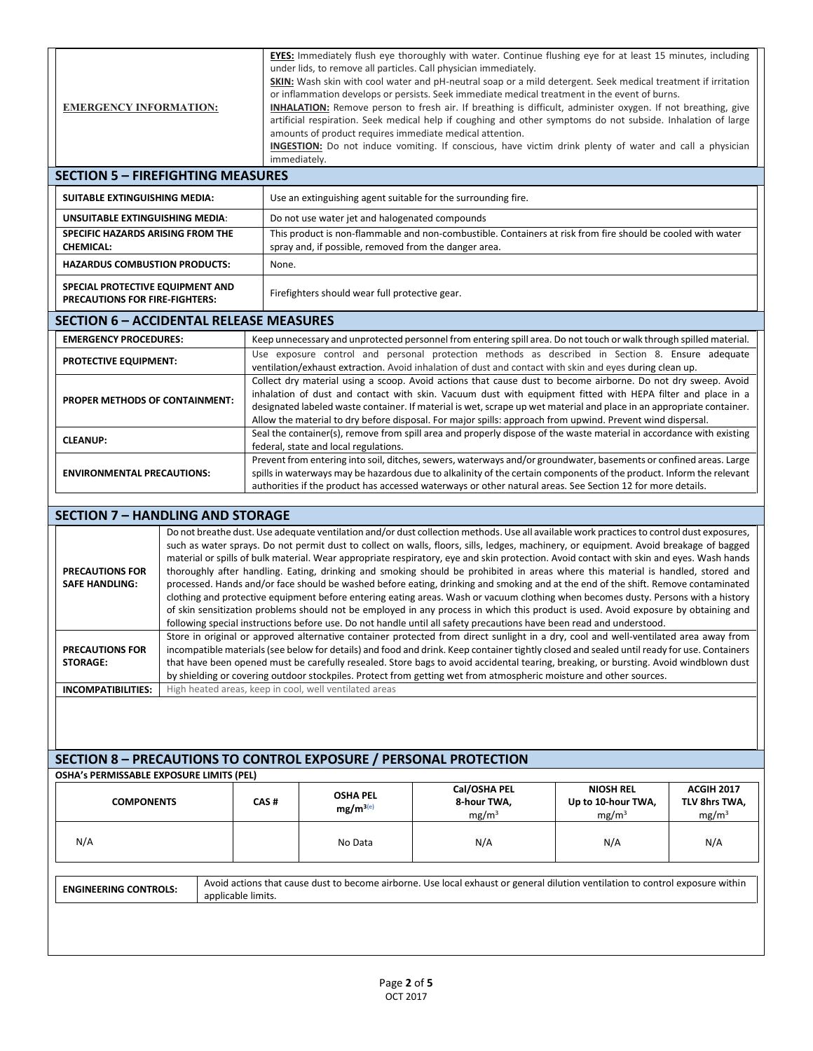| | |
|---|---|
| **EMERGENCY INFORMATION:** | **EYES:** Immediately flush eye thoroughly with water. Continue flushing eye for at least 15 minutes, including under lids, to remove all particles. Call physician immediately. **SKIN:** Wash skin with cool water and pH-neutral soap or a mild detergent. Seek medical treatment if irritation or inflammation develops or persists. Seek immediate medical treatment in the event of burns. **INHALATION:** Remove person to fresh air. If breathing is difficult, administer oxygen. If not breathing, give artificial respiration. Seek medical help if coughing and other symptoms do not subside. Inhalation of large amounts of product requires immediate medical attention. **INGESTION:** Do not induce vomiting. If conscious, have victim drink plenty of water and call a physician immediately. |

## SECTION 5 – FIREFIGHTING MEASURES

| | |
|---|---|
| **SUITABLE EXTINGUISHING MEDIA:** | Use an extinguishing agent suitable for the surrounding fire. |
| **UNSUITABLE EXTINGUISHING MEDIA:** | Do not use water jet and halogenated compounds |
| **SPECIFIC HAZARDS ARISING FROM THE CHEMICAL:** | This product is non-flammable and non-combustible. Containers at risk from fire should be cooled with water spray and, if possible, removed from the danger area. |
| **HAZARDUS COMBUSTION PRODUCTS:** | None. |
| **SPECIAL PROTECTIVE EQUIPMENT AND PRECAUTIONS FOR FIRE-FIGHTERS:** | Firefighters should wear full protective gear. |

## SECTION 6 – ACCIDENTAL RELEASE MEASURES

| | |
|---|---|
| **EMERGENCY PROCEDURES:** | Keep unnecessary and unprotected personnel from entering spill area. Do not touch or walk through spilled material. |
| **PROTECTIVE EQUIPMENT:** | Use exposure control and personal protection methods as described in Section 8. Ensure adequate ventilation/exhaust extraction. Avoid inhalation of dust and contact with skin and eyes during clean up. |
| **PROPER METHODS OF CONTAINMENT:** | Collect dry material using a scoop. Avoid actions that cause dust to become airborne. Do not dry sweep. Avoid inhalation of dust and contact with skin. Vacuum dust with equipment fitted with HEPA filter and place in a designated labeled waste container. If material is wet, scrape up wet material and place in an appropriate container. Allow the material to dry before disposal. For major spills: approach from upwind. Prevent wind dispersal. |
| **CLEANUP:** | Seal the container(s), remove from spill area and properly dispose of the waste material in accordance with existing federal, state and local regulations. |
| **ENVIRONMENTAL PRECAUTIONS:** | Prevent from entering into soil, ditches, sewers, waterways and/or groundwater, basements or confined areas. Large spills in waterways may be hazardous due to alkalinity of the certain components of the product. Inform the relevant authorities if the product has accessed waterways or other natural areas. See Section 12 for more details. |

## SECTION 7 – HANDLING AND STORAGE

| | |
|---|---|
| **PRECAUTIONS FOR SAFE HANDLING:** | Do not breathe dust. Use adequate ventilation and/or dust collection methods. Use all available work practices to control dust exposures, such as water sprays. Do not permit dust to collect on walls, floors, sills, ledges, machinery, or equipment. Avoid breakage of bagged material or spills of bulk material. Wear appropriate respiratory, eye and skin protection. Avoid contact with skin and eyes. Wash hands thoroughly after handling. Eating, drinking and smoking should be prohibited in areas where this material is handled, stored and processed. Hands and/or face should be washed before eating, drinking and smoking and at the end of the shift. Remove contaminated clothing and protective equipment before entering eating areas. Wash or vacuum clothing when becomes dusty. Persons with a history of skin sensitization problems should not be employed in any process in which this product is used. Avoid exposure by obtaining and following special instructions before use. Do not handle until all safety precautions have been read and understood. |
| **PRECAUTIONS FOR STORAGE:** | Store in original or approved alternative container protected from direct sunlight in a dry, cool and well-ventilated area away from incompatible materials (see below for details) and food and drink. Keep container tightly closed and sealed until ready for use. Containers that have been opened must be carefully resealed. Store bags to avoid accidental tearing, breaking, or bursting. Avoid windblown dust by shielding or covering outdoor stockpiles. Protect from getting wet from atmospheric moisture and other sources. |
| **INCOMPATIBILITIES:** | High heated areas, keep in cool, well ventilated areas |

## SECTION 8 – PRECAUTIONS TO CONTROL EXPOSURE / PERSONAL PROTECTION

**OSHA's PERMISSABLE EXPOSURE LIMITS (PEL)**

| COMPONENTS | CAS # | OSHA PEL $mg/m^{3(e)}$ | Cal/OSHA PEL 8-hour TWA, $mg/m^3$ | NIOSH REL Up to 10-hour TWA, $mg/m^3$ | ACGIH 2017 TLV 8hrs TWA, $mg/m^3$ |
|---|---|---|---|---|---|
| N/A | | No Data | N/A | N/A | N/A |

| | |
|---|---|
| **ENGINEERING CONTROLS:** | Avoid actions that cause dust to become airborne. Use local exhaust or general dilution ventilation to control exposure within applicable limits. |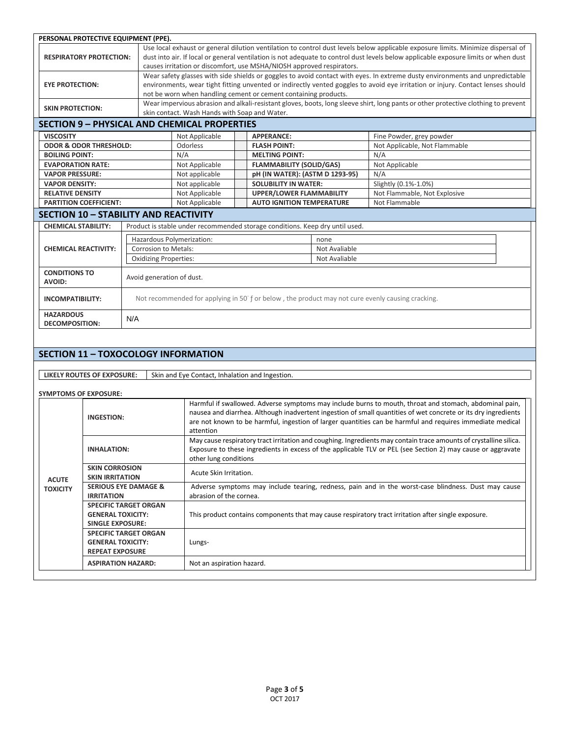**PERSONAL PROTECTIVE EQUIPMENT (PPE).**

| | |
|---|---|
| **RESPIRATORY PROTECTION:** | Use local exhaust or general dilution ventilation to control dust levels below applicable exposure limits. Minimize dispersal of dust into air. If local or general ventilation is not adequate to control dust levels below applicable exposure limits or when dust causes irritation or discomfort, use MSHA/NIOSH approved respirators. |
| **EYE PROTECTION:** | Wear safety glasses with side shields or goggles to avoid contact with eyes. In extreme dusty environments and unpredictable environments, wear tight fitting unvented or indirectly vented goggles to avoid eye irritation or injury. Contact lenses should not be worn when handling cement or cement containing products. |
| **SKIN PROTECTION:** | Wear impervious abrasion and alkali-resistant gloves, boots, long sleeve shirt, long pants or other protective clothing to prevent skin contact. Wash Hands with Soap and Water. |

## SECTION 9 – PHYSICAL AND CHEMICAL PROPERTIES

| | | | |
|---|---|---|---|
| **VISCOSITY** | Not Applicable | **APPERANCE:** | Fine Powder, grey powder |
| **ODOR & ODOR THRESHOLD:** | Odorless | **FLASH POINT:** | Not Applicable, Not Flammable |
| **BOILING POINT:** | N/A | **MELTING POINT:** | N/A |
| **EVAPORATION RATE:** | Not Applicable | **FLAMMABILITY (SOLID/GAS)** | Not Applicable |
| **VAPOR PRESSURE:** | Not applicable | **pH (IN WATER): (ASTM D 1293-95)** | N/A |
| **VAPOR DENSITY:** | Not applicable | **SOLUBILITY IN WATER:** | Slightly (0.1%-1.0%) |
| **RELATIVE DENSITY** | Not Applicable | **UPPER/LOWER FLAMMABILITY** | Not Flammable, Not Explosive |
| **PARTITION COEFFICIENT:** | Not Applicable | **AUTO IGNITION TEMPERATURE** | Not Flammable |

## SECTION 10 – STABILITY AND REACTIVITY

| | | |
|---|---|---|
| **CHEMICAL STABILITY:** | Product is stable under recommended storage conditions. Keep dry until used. | |
| **CHEMICAL REACTIVITY:** | Hazardous Polymerization: | none |
| | Corrosion to Metals: | Not Avaliable |
| | Oxidizing Properties: | Not Avaliable |
| **CONDITIONS TO AVOID:** | Avoid generation of dust. | |
| **INCOMPATIBILITY:** | Not recommended for applying in 50˚ ƒ or below , the product may not cure evenly causing cracking. | |
| **HAZARDOUS DECOMPOSITION:** | N/A | |

## SECTION 11 – TOXOCOLOGY INFORMATION

| | |
|---|---|
| **LIKELY ROUTES OF EXPOSURE:** | Skin and Eye Contact, Inhalation and Ingestion. |

**SYMPTOMS OF EXPOSURE:**

| | | |
|---|---|---|
| **ACUTE TOXICITY** | **INGESTION:** | Harmful if swallowed. Adverse symptoms may include burns to mouth, throat and stomach, abdominal pain, nausea and diarrhea. Although inadvertent ingestion of small quantities of wet concrete or its dry ingredients are not known to be harmful, ingestion of larger quantities can be harmful and requires immediate medical attention |
| | **INHALATION:** | May cause respiratory tract irritation and coughing. Ingredients may contain trace amounts of crystalline silica. Exposure to these ingredients in excess of the applicable TLV or PEL (see Section 2) may cause or aggravate other lung conditions |
| | **SKIN CORROSION SKIN IRRITATION** | Acute Skin Irritation. |
| | **SERIOUS EYE DAMAGE & IRRITATION** | Adverse symptoms may include tearing, redness, pain and in the worst-case blindness. Dust may cause abrasion of the cornea. |
| | **SPECIFIC TARGET ORGAN GENERAL TOXICITY: SINGLE EXPOSURE:** | This product contains components that may cause respiratory tract irritation after single exposure. |
| | **SPECIFIC TARGET ORGAN GENERAL TOXICITY: REPEAT EXPOSURE** | Lungs- |
| | **ASPIRATION HAZARD:** | Not an aspiration hazard. |

OCT 2017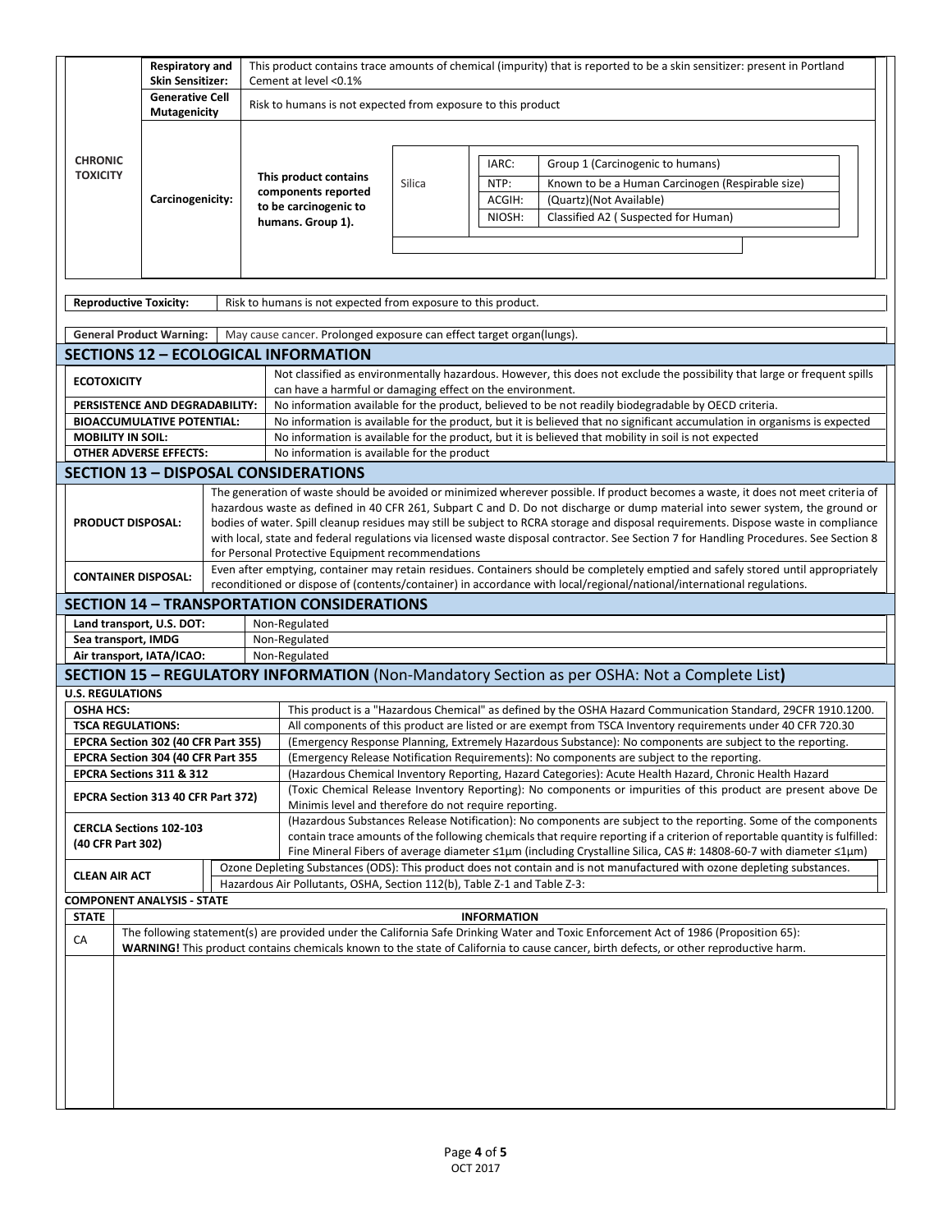| | | |
|---|---|---|
| **CHRONIC TOXICITY** | **Respiratory and Skin Sensitizer:** | This product contains trace amounts of chemical (impurity) that is reported to be a skin sensitizer: present in Portland Cement at level <0.1% |
| | **Generative Cell Mutagenicity** | Risk to humans is not expected from exposure to this product |
| | **Carcinogenicity:** | **This product contains components reported to be carcinogenic to humans. Group 1).** |

| Component | Agency | Classification |
|---|---|---|
| Silica | IARC: | Group 1 (Carcinogenic to humans) |
| | NTP: | Known to be a Human Carcinogen (Respirable size) |
| | ACGIH: | (Quartz)(Not Available) |
| | NIOSH: | Classified A2 ( Suspected for Human) |

| | |
|---|---|
| **Reproductive Toxicity:** | Risk to humans is not expected from exposure to this product. |

| | |
|---|---|
| **General Product Warning:** | May cause cancer. Prolonged exposure can effect target organ(lungs). |

## SECTIONS 12 – ECOLOGICAL INFORMATION

| | |
|---|---|
| **ECOTOXICITY** | Not classified as environmentally hazardous. However, this does not exclude the possibility that large or frequent spills can have a harmful or damaging effect on the environment. |
| **PERSISTENCE AND DEGRADABILITY:** | No information available for the product, believed to be not readily biodegradable by OECD criteria. |
| **BIOACCUMULATIVE POTENTIAL:** | No information is available for the product, but it is believed that no significant accumulation in organisms is expected |
| **MOBILITY IN SOIL:** | No information is available for the product, but it is believed that mobility in soil is not expected |
| **OTHER ADVERSE EFFECTS:** | No information is available for the product |

## SECTION 13 – DISPOSAL CONSIDERATIONS

| | |
|---|---|
| **PRODUCT DISPOSAL:** | The generation of waste should be avoided or minimized wherever possible. If product becomes a waste, it does not meet criteria of hazardous waste as defined in 40 CFR 261, Subpart C and D. Do not discharge or dump material into sewer system, the ground or bodies of water. Spill cleanup residues may still be subject to RCRA storage and disposal requirements. Dispose waste in compliance with local, state and federal regulations via licensed waste disposal contractor. See Section 7 for Handling Procedures. See Section 8 for Personal Protective Equipment recommendations |
| **CONTAINER DISPOSAL:** | Even after emptying, container may retain residues. Containers should be completely emptied and safely stored until appropriately reconditioned or dispose of (contents/container) in accordance with local/regional/national/international regulations. |

## SECTION 14 – TRANSPORTATION CONSIDERATIONS

| | |
|---|---|
| **Land transport, U.S. DOT:** | Non-Regulated |
| **Sea transport, IMDG** | Non-Regulated |
| **Air transport, IATA/ICAO:** | Non-Regulated |

## SECTION 15 – REGULATORY INFORMATION (Non-Mandatory Section as per OSHA: Not a Complete List)

**U.S. REGULATIONS**

| | |
|---|---|
| **OSHA HCS:** | This product is a "Hazardous Chemical" as defined by the OSHA Hazard Communication Standard, 29CFR 1910.1200. |
| **TSCA REGULATIONS:** | All components of this product are listed or are exempt from TSCA Inventory requirements under 40 CFR 720.30 |
| **EPCRA Section 302 (40 CFR Part 355)** | (Emergency Response Planning, Extremely Hazardous Substance): No components are subject to the reporting. |
| **EPCRA Section 304 (40 CFR Part 355** | (Emergency Release Notification Requirements): No components are subject to the reporting. |
| **EPCRA Sections 311 & 312** | (Hazardous Chemical Inventory Reporting, Hazard Categories): Acute Health Hazard, Chronic Health Hazard |
| **EPCRA Section 313 40 CFR Part 372)** | (Toxic Chemical Release Inventory Reporting): No components or impurities of this product are present above De Minimis level and therefore do not require reporting. |
| **CERCLA Sections 102-103 (40 CFR Part 302)** | (Hazardous Substances Release Notification): No components are subject to the reporting. Some of the components contain trace amounts of the following chemicals that require reporting if a criterion of reportable quantity is fulfilled: Fine Mineral Fibers of average diameter ≤1μm (including Crystalline Silica, CAS #: 14808-60-7 with diameter ≤1μm) |
| **CLEAN AIR ACT** | Ozone Depleting Substances (ODS): This product does not contain and is not manufactured with ozone depleting substances. |
| | Hazardous Air Pollutants, OSHA, Section 112(b), Table Z-1 and Table Z-3: |

**COMPONENT ANALYSIS - STATE**

| STATE | INFORMATION |
|---|---|
| CA | The following statement(s) are provided under the California Safe Drinking Water and Toxic Enforcement Act of 1986 (Proposition 65): **WARNING!** This product contains chemicals known to the state of California to cause cancer, birth defects, or other reproductive harm. |

OCT 2017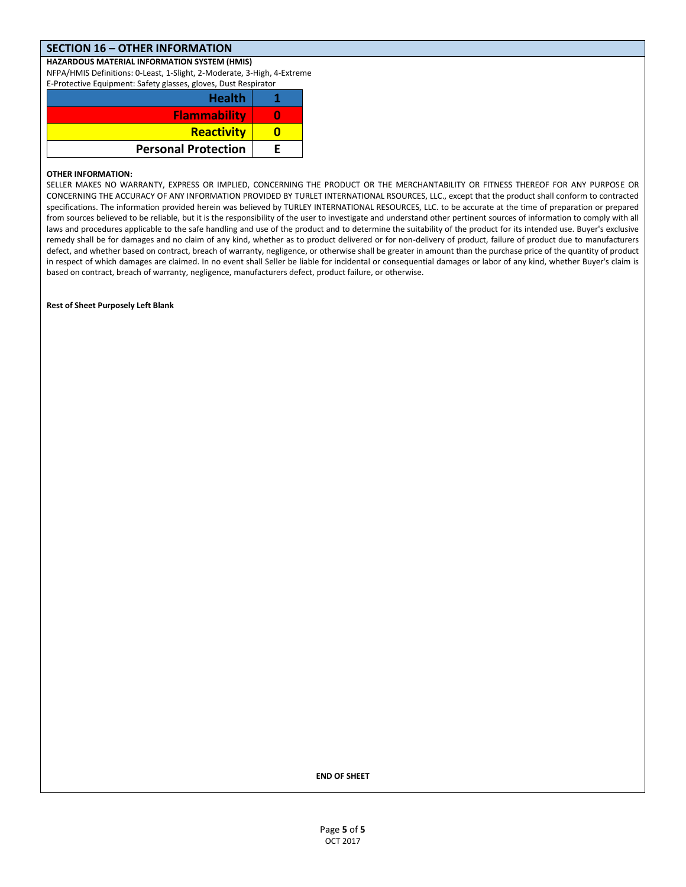## SECTION 16 – OTHER INFORMATION

**HAZARDOUS MATERIAL INFORMATION SYSTEM (HMIS)**

NFPA/HMIS Definitions: 0-Least, 1-Slight, 2-Moderate, 3-High, 4-Extreme

E-Protective Equipment: Safety glasses, gloves, Dust Respirator

| | |
|---|---|
| **Health** | **1** |
| **Flammability** | **0** |
| **Reactivity** | **0** |
| **Personal Protection** | **E** |

**OTHER INFORMATION:**

SELLER MAKES NO WARRANTY, EXPRESS OR IMPLIED, CONCERNING THE PRODUCT OR THE MERCHANTABILITY OR FITNESS THEREOF FOR ANY PURPOSE OR CONCERNING THE ACCURACY OF ANY INFORMATION PROVIDED BY TURLET INTERNATIONAL RSOURCES, LLC., except that the product shall conform to contracted specifications. The information provided herein was believed by TURLEY INTERNATIONAL RESOURCES, LLC. to be accurate at the time of preparation or prepared from sources believed to be reliable, but it is the responsibility of the user to investigate and understand other pertinent sources of information to comply with all laws and procedures applicable to the safe handling and use of the product and to determine the suitability of the product for its intended use. Buyer's exclusive remedy shall be for damages and no claim of any kind, whether as to product delivered or for non-delivery of product, failure of product due to manufacturers defect, and whether based on contract, breach of warranty, negligence, or otherwise shall be greater in amount than the purchase price of the quantity of product in respect of which damages are claimed. In no event shall Seller be liable for incidental or consequential damages or labor of any kind, whether Buyer's claim is based on contract, breach of warranty, negligence, manufacturers defect, product failure, or otherwise.

**Rest of Sheet Purposely Left Blank**

**END OF SHEET**

OCT 2017